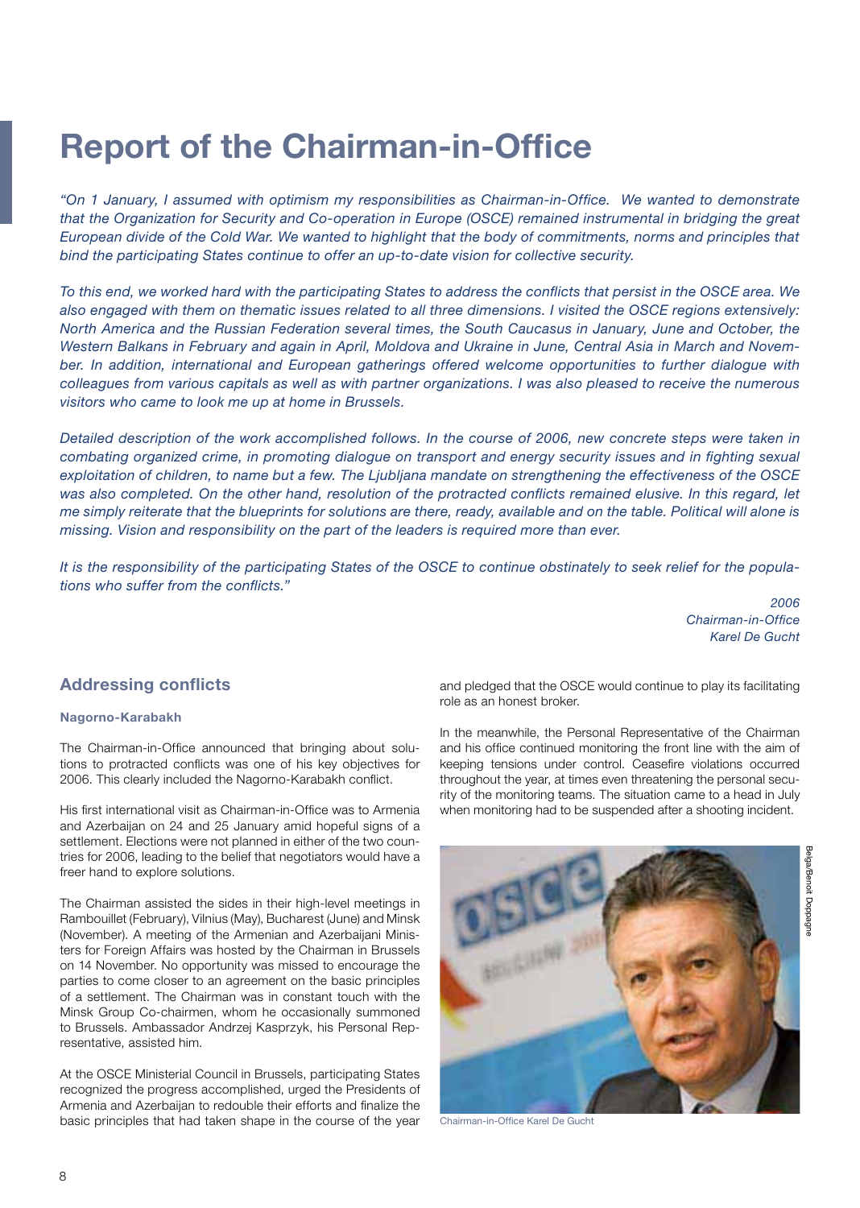# Report of the Chairman-in-Office

*"On 1 January, I assumed with optimism my responsibilities as Chairman-in-Office. We wanted to demonstrate that the Organization for Security and Co-operation in Europe (OSCE) remained instrumental in bridging the great European divide of the Cold War. We wanted to highlight that the body of commitments, norms and principles that bind the participating States continue to offer an up-to-date vision for collective security.*

*To this end, we worked hard with the participating States to address the conflicts that persist in the OSCE area. We also engaged with them on thematic issues related to all three dimensions. I visited the OSCE regions extensively: North America and the Russian Federation several times, the South Caucasus in January, June and October, the Western Balkans in February and again in April, Moldova and Ukraine in June, Central Asia in March and November. In addition, international and European gatherings offered welcome opportunities to further dialogue with colleagues from various capitals as well as with partner organizations. I was also pleased to receive the numerous visitors who came to look me up at home in Brussels.*

*Detailed description of the work accomplished follows. In the course of 2006, new concrete steps were taken in combating organized crime, in promoting dialogue on transport and energy security issues and in fighting sexual exploitation of children, to name but a few. The Ljubljana mandate on strengthening the effectiveness of the OSCE was also completed. On the other hand, resolution of the protracted conflicts remained elusive. In this regard, let me simply reiterate that the blueprints for solutions are there, ready, available and on the table. Political will alone is missing. Vision and responsibility on the part of the leaders is required more than ever.*

*It is the responsibility of the participating States of the OSCE to continue obstinately to seek relief for the populations who suffer from the conflicts."*

*2006*
*Chairman-in-Office*
*Karel De Gucht*

## Addressing conflicts

### Nagorno-Karabakh

The Chairman-in-Office announced that bringing about solutions to protracted conflicts was one of his key objectives for 2006. This clearly included the Nagorno-Karabakh conflict.

His first international visit as Chairman-in-Office was to Armenia and Azerbaijan on 24 and 25 January amid hopeful signs of a settlement. Elections were not planned in either of the two countries for 2006, leading to the belief that negotiators would have a freer hand to explore solutions.

The Chairman assisted the sides in their high-level meetings in Rambouillet (February), Vilnius (May), Bucharest (June) and Minsk (November). A meeting of the Armenian and Azerbaijani Ministers for Foreign Affairs was hosted by the Chairman in Brussels on 14 November. No opportunity was missed to encourage the parties to come closer to an agreement on the basic principles of a settlement. The Chairman was in constant touch with the Minsk Group Co-chairmen, whom he occasionally summoned to Brussels. Ambassador Andrzej Kasprzyk, his Personal Representative, assisted him.

At the OSCE Ministerial Council in Brussels, participating States recognized the progress accomplished, urged the Presidents of Armenia and Azerbaijan to redouble their efforts and finalize the basic principles that had taken shape in the course of the year and pledged that the OSCE would continue to play its facilitating role as an honest broker.

In the meanwhile, the Personal Representative of the Chairman and his office continued monitoring the front line with the aim of keeping tensions under control. Ceasefire violations occurred throughout the year, at times even threatening the personal security of the monitoring teams. The situation came to a head in July when monitoring had to be suspended after a shooting incident.

Belga/Benoit Doppagne

Chairman-in-Office Karel De Gucht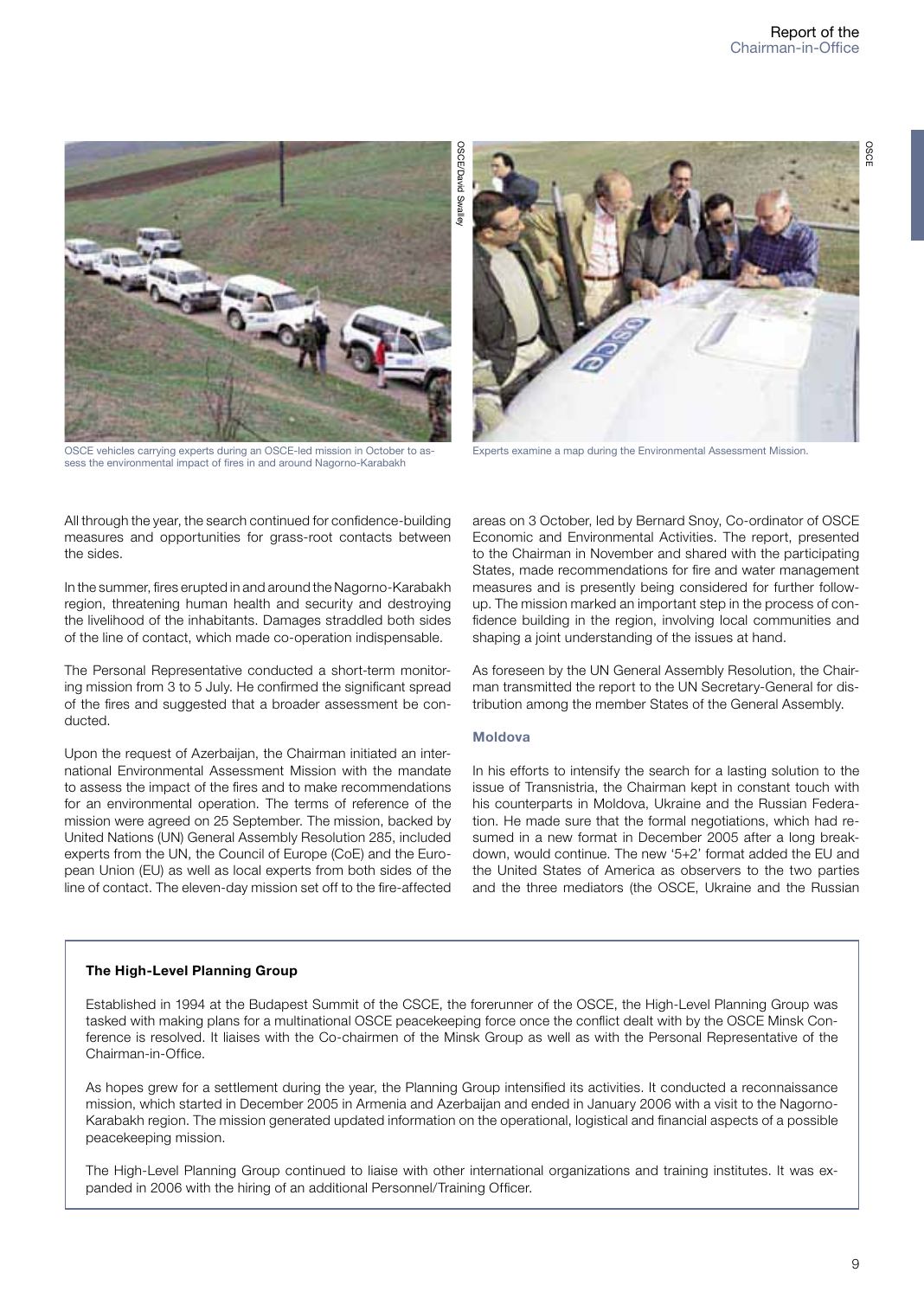OSCE vehicles carrying experts during an OSCE-led mission in October to assess the environmental impact of fires in and around Nagorno-Karabakh

Experts examine a map during the Environmental Assessment Mission.

All through the year, the search continued for confidence-building measures and opportunities for grass-root contacts between the sides.

In the summer, fires erupted in and around the Nagorno-Karabakh region, threatening human health and security and destroying the livelihood of the inhabitants. Damages straddled both sides of the line of contact, which made co-operation indispensable.

The Personal Representative conducted a short-term monitoring mission from 3 to 5 July. He confirmed the significant spread of the fires and suggested that a broader assessment be conducted.

Upon the request of Azerbaijan, the Chairman initiated an international Environmental Assessment Mission with the mandate to assess the impact of the fires and to make recommendations for an environmental operation. The terms of reference of the mission were agreed on 25 September. The mission, backed by United Nations (UN) General Assembly Resolution 285, included experts from the UN, the Council of Europe (CoE) and the European Union (EU) as well as local experts from both sides of the line of contact. The eleven-day mission set off to the fire-affected areas on 3 October, led by Bernard Snoy, Co-ordinator of OSCE Economic and Environmental Activities. The report, presented to the Chairman in November and shared with the participating States, made recommendations for fire and water management measures and is presently being considered for further follow-up. The mission marked an important step in the process of confidence building in the region, involving local communities and shaping a joint understanding of the issues at hand.

As foreseen by the UN General Assembly Resolution, the Chairman transmitted the report to the UN Secretary-General for distribution among the member States of the General Assembly.

### Moldova

In his efforts to intensify the search for a lasting solution to the issue of Transnistria, the Chairman kept in constant touch with his counterparts in Moldova, Ukraine and the Russian Federation. He made sure that the formal negotiations, which had resumed in a new format in December 2005 after a long breakdown, would continue. The new '5+2' format added the EU and the United States of America as observers to the two parties and the three mediators (the OSCE, Ukraine and the Russian

---

**The High-Level Planning Group**

Established in 1994 at the Budapest Summit of the CSCE, the forerunner of the OSCE, the High-Level Planning Group was tasked with making plans for a multinational OSCE peacekeeping force once the conflict dealt with by the OSCE Minsk Conference is resolved. It liaises with the Co-chairmen of the Minsk Group as well as with the Personal Representative of the Chairman-in-Office.

As hopes grew for a settlement during the year, the Planning Group intensified its activities. It conducted a reconnaissance mission, which started in December 2005 in Armenia and Azerbaijan and ended in January 2006 with a visit to the Nagorno-Karabakh region. The mission generated updated information on the operational, logistical and financial aspects of a possible peacekeeping mission.

The High-Level Planning Group continued to liaise with other international organizations and training institutes. It was expanded in 2006 with the hiring of an additional Personnel/Training Officer.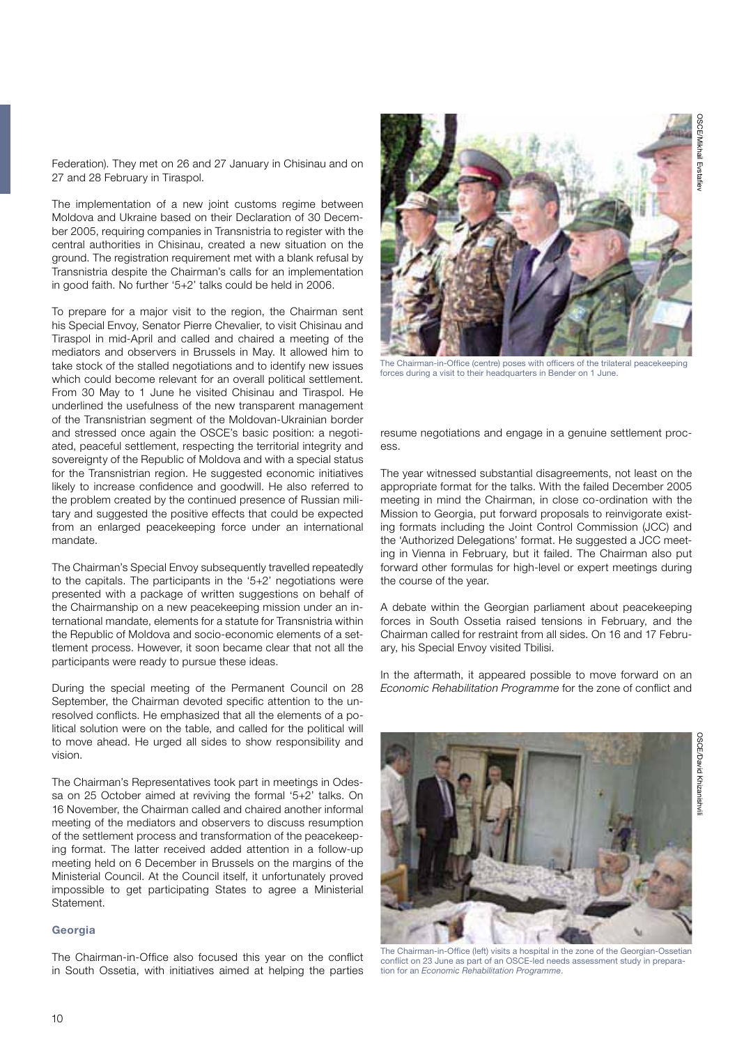Federation). They met on 26 and 27 January in Chisinau and on 27 and 28 February in Tiraspol.

The implementation of a new joint customs regime between Moldova and Ukraine based on their Declaration of 30 December 2005, requiring companies in Transnistria to register with the central authorities in Chisinau, created a new situation on the ground. The registration requirement met with a blank refusal by Transnistria despite the Chairman's calls for an implementation in good faith. No further '5+2' talks could be held in 2006.

To prepare for a major visit to the region, the Chairman sent his Special Envoy, Senator Pierre Chevalier, to visit Chisinau and Tiraspol in mid-April and called and chaired a meeting of the mediators and observers in Brussels in May. It allowed him to take stock of the stalled negotiations and to identify new issues which could become relevant for an overall political settlement. From 30 May to 1 June he visited Chisinau and Tiraspol. He underlined the usefulness of the new transparent management of the Transnistrian segment of the Moldovan-Ukrainian border and stressed once again the OSCE's basic position: a negotiated, peaceful settlement, respecting the territorial integrity and sovereignty of the Republic of Moldova and with a special status for the Transnistrian region. He suggested economic initiatives likely to increase confidence and goodwill. He also referred to the problem created by the continued presence of Russian military and suggested the positive effects that could be expected from an enlarged peacekeeping force under an international mandate.

The Chairman's Special Envoy subsequently travelled repeatedly to the capitals. The participants in the '5+2' negotiations were presented with a package of written suggestions on behalf of the Chairmanship on a new peacekeeping mission under an international mandate, elements for a statute for Transnistria within the Republic of Moldova and socio-economic elements of a settlement process. However, it soon became clear that not all the participants were ready to pursue these ideas.

During the special meeting of the Permanent Council on 28 September, the Chairman devoted specific attention to the unresolved conflicts. He emphasized that all the elements of a political solution were on the table, and called for the political will to move ahead. He urged all sides to show responsibility and vision.

The Chairman's Representatives took part in meetings in Odessa on 25 October aimed at reviving the formal '5+2' talks. On 16 November, the Chairman called and chaired another informal meeting of the mediators and observers to discuss resumption of the settlement process and transformation of the peacekeeping format. The latter received added attention in a follow-up meeting held on 6 December in Brussels on the margins of the Ministerial Council. At the Council itself, it unfortunately proved impossible to get participating States to agree a Ministerial Statement.

### Georgia

The Chairman-in-Office also focused this year on the conflict in South Ossetia, with initiatives aimed at helping the parties resume negotiations and engage in a genuine settlement process.

OSCE/Mikhail Evstafiev

The Chairman-in-Office (centre) poses with officers of the trilateral peacekeeping forces during a visit to their headquarters in Bender on 1 June.

The year witnessed substantial disagreements, not least on the appropriate format for the talks. With the failed December 2005 meeting in mind the Chairman, in close co-ordination with the Mission to Georgia, put forward proposals to reinvigorate existing formats including the Joint Control Commission (JCC) and the 'Authorized Delegations' format. He suggested a JCC meeting in Vienna in February, but it failed. The Chairman also put forward other formulas for high-level or expert meetings during the course of the year.

A debate within the Georgian parliament about peacekeeping forces in South Ossetia raised tensions in February, and the Chairman called for restraint from all sides. On 16 and 17 February, his Special Envoy visited Tbilisi.

In the aftermath, it appeared possible to move forward on an *Economic Rehabilitation Programme* for the zone of conflict and

OSCE/David Khizanishvili

The Chairman-in-Office (left) visits a hospital in the zone of the Georgian-Ossetian conflict on 23 June as part of an OSCE-led needs assessment study in preparation for an *Economic Rehabilitation Programme*.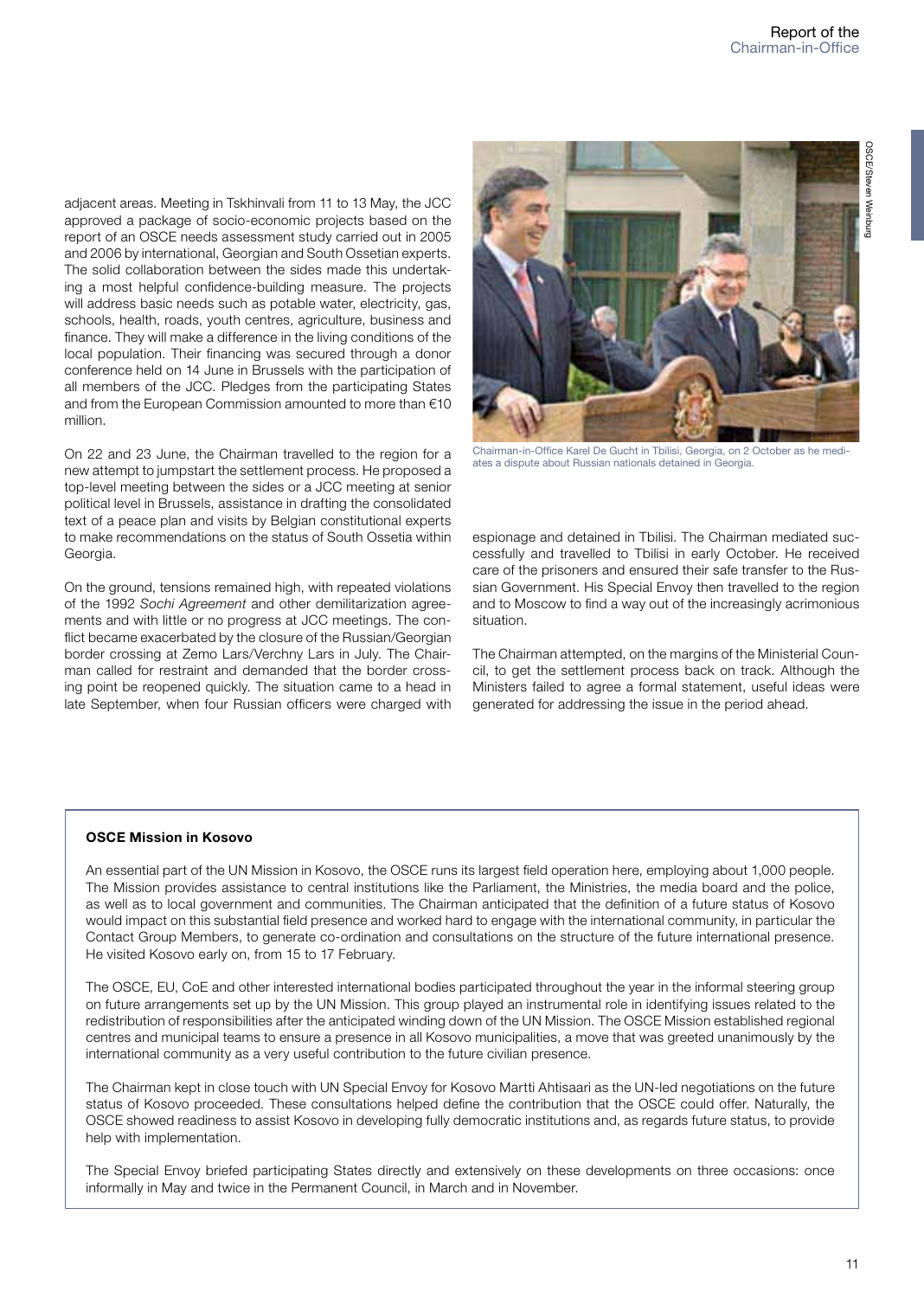adjacent areas. Meeting in Tskhinvali from 11 to 13 May, the JCC approved a package of socio-economic projects based on the report of an OSCE needs assessment study carried out in 2005 and 2006 by international, Georgian and South Ossetian experts. The solid collaboration between the sides made this undertaking a most helpful confidence-building measure. The projects will address basic needs such as potable water, electricity, gas, schools, health, roads, youth centres, agriculture, business and finance. They will make a difference in the living conditions of the local population. Their financing was secured through a donor conference held on 14 June in Brussels with the participation of all members of the JCC. Pledges from the participating States and from the European Commission amounted to more than €10 million.

On 22 and 23 June, the Chairman travelled to the region for a new attempt to jumpstart the settlement process. He proposed a top-level meeting between the sides or a JCC meeting at senior political level in Brussels, assistance in drafting the consolidated text of a peace plan and visits by Belgian constitutional experts to make recommendations on the status of South Ossetia within Georgia.

On the ground, tensions remained high, with repeated violations of the 1992 *Sochi Agreement* and other demilitarization agreements and with little or no progress at JCC meetings. The conflict became exacerbated by the closure of the Russian/Georgian border crossing at Zemo Lars/Verchny Lars in July. The Chairman called for restraint and demanded that the border crossing point be reopened quickly. The situation came to a head in late September, when four Russian officers were charged with espionage and detained in Tbilisi. The Chairman mediated successfully and travelled to Tbilisi in early October. He received care of the prisoners and ensured their safe transfer to the Russian Government. His Special Envoy then travelled to the region and to Moscow to find a way out of the increasingly acrimonious situation.

Chairman-in-Office Karel De Gucht in Tbilisi, Georgia, on 2 October as he mediates a dispute about Russian nationals detained in Georgia.

OSCE/Steven Weinburg

The Chairman attempted, on the margins of the Ministerial Council, to get the settlement process back on track. Although the Ministers failed to agree a formal statement, useful ideas were generated for addressing the issue in the period ahead.

**OSCE Mission in Kosovo**

An essential part of the UN Mission in Kosovo, the OSCE runs its largest field operation here, employing about 1,000 people. The Mission provides assistance to central institutions like the Parliament, the Ministries, the media board and the police, as well as to local government and communities. The Chairman anticipated that the definition of a future status of Kosovo would impact on this substantial field presence and worked hard to engage with the international community, in particular the Contact Group Members, to generate co-ordination and consultations on the structure of the future international presence. He visited Kosovo early on, from 15 to 17 February.

The OSCE, EU, CoE and other interested international bodies participated throughout the year in the informal steering group on future arrangements set up by the UN Mission. This group played an instrumental role in identifying issues related to the redistribution of responsibilities after the anticipated winding down of the UN Mission. The OSCE Mission established regional centres and municipal teams to ensure a presence in all Kosovo municipalities, a move that was greeted unanimously by the international community as a very useful contribution to the future civilian presence.

The Chairman kept in close touch with UN Special Envoy for Kosovo Martti Ahtisaari as the UN-led negotiations on the future status of Kosovo proceeded. These consultations helped define the contribution that the OSCE could offer. Naturally, the OSCE showed readiness to assist Kosovo in developing fully democratic institutions and, as regards future status, to provide help with implementation.

The Special Envoy briefed participating States directly and extensively on these developments on three occasions: once informally in May and twice in the Permanent Council, in March and in November.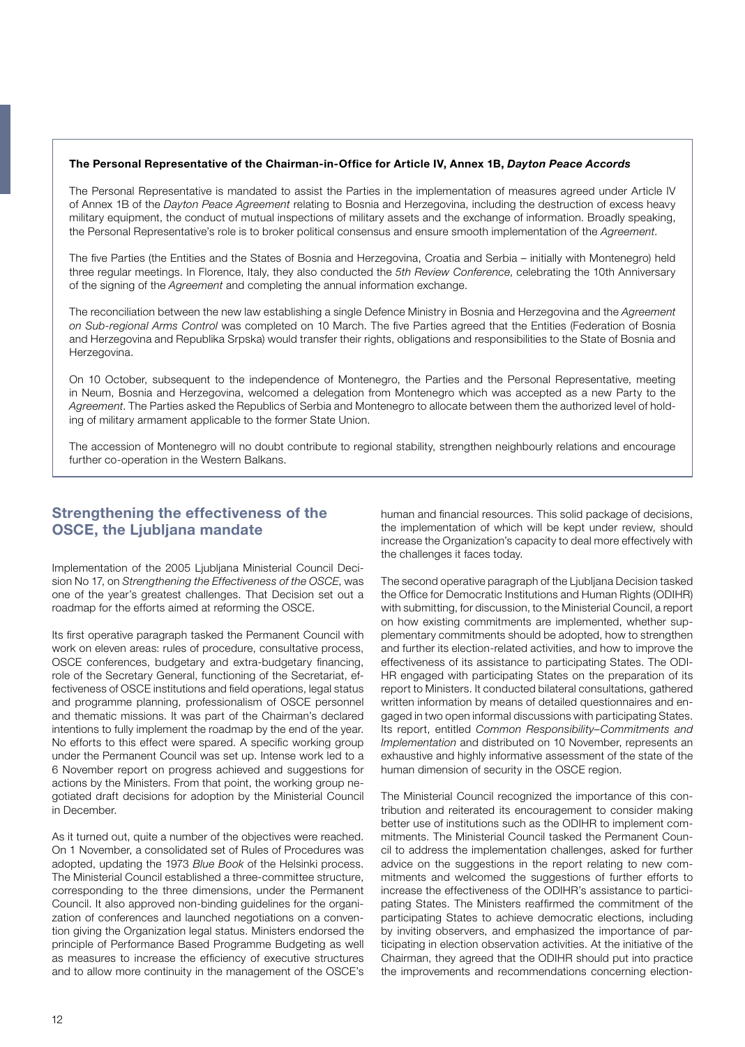**The Personal Representative of the Chairman-in-Office for Article IV, Annex 1B, *Dayton Peace Accords***

The Personal Representative is mandated to assist the Parties in the implementation of measures agreed under Article IV of Annex 1B of the *Dayton Peace Agreement* relating to Bosnia and Herzegovina, including the destruction of excess heavy military equipment, the conduct of mutual inspections of military assets and the exchange of information. Broadly speaking, the Personal Representative's role is to broker political consensus and ensure smooth implementation of the *Agreement*.

The five Parties (the Entities and the States of Bosnia and Herzegovina, Croatia and Serbia – initially with Montenegro) held three regular meetings. In Florence, Italy, they also conducted the *5th Review Conference*, celebrating the 10th Anniversary of the signing of the *Agreement* and completing the annual information exchange.

The reconciliation between the new law establishing a single Defence Ministry in Bosnia and Herzegovina and the *Agreement on Sub-regional Arms Control* was completed on 10 March. The five Parties agreed that the Entities (Federation of Bosnia and Herzegovina and Republika Srpska) would transfer their rights, obligations and responsibilities to the State of Bosnia and Herzegovina.

On 10 October, subsequent to the independence of Montenegro, the Parties and the Personal Representative, meeting in Neum, Bosnia and Herzegovina, welcomed a delegation from Montenegro which was accepted as a new Party to the *Agreement*. The Parties asked the Republics of Serbia and Montenegro to allocate between them the authorized level of holding of military armament applicable to the former State Union.

The accession of Montenegro will no doubt contribute to regional stability, strengthen neighbourly relations and encourage further co-operation in the Western Balkans.

## Strengthening the effectiveness of the OSCE, the Ljubljana mandate

Implementation of the 2005 Ljubljana Ministerial Council Decision No 17, on *Strengthening the Effectiveness of the OSCE*, was one of the year's greatest challenges. That Decision set out a roadmap for the efforts aimed at reforming the OSCE.

Its first operative paragraph tasked the Permanent Council with work on eleven areas: rules of procedure, consultative process, OSCE conferences, budgetary and extra-budgetary financing, role of the Secretary General, functioning of the Secretariat, effectiveness of OSCE institutions and field operations, legal status and programme planning, professionalism of OSCE personnel and thematic missions. It was part of the Chairman's declared intentions to fully implement the roadmap by the end of the year. No efforts to this effect were spared. A specific working group under the Permanent Council was set up. Intense work led to a 6 November report on progress achieved and suggestions for actions by the Ministers. From that point, the working group negotiated draft decisions for adoption by the Ministerial Council in December.

As it turned out, quite a number of the objectives were reached. On 1 November, a consolidated set of Rules of Procedures was adopted, updating the 1973 *Blue Book* of the Helsinki process. The Ministerial Council established a three-committee structure, corresponding to the three dimensions, under the Permanent Council. It also approved non-binding guidelines for the organization of conferences and launched negotiations on a convention giving the Organization legal status. Ministers endorsed the principle of Performance Based Programme Budgeting as well as measures to increase the efficiency of executive structures and to allow more continuity in the management of the OSCE's human and financial resources. This solid package of decisions, the implementation of which will be kept under review, should increase the Organization's capacity to deal more effectively with the challenges it faces today.

The second operative paragraph of the Ljubljana Decision tasked the Office for Democratic Institutions and Human Rights (ODIHR) with submitting, for discussion, to the Ministerial Council, a report on how existing commitments are implemented, whether supplementary commitments should be adopted, how to strengthen and further its election-related activities, and how to improve the effectiveness of its assistance to participating States. The ODIHR engaged with participating States on the preparation of its report to Ministers. It conducted bilateral consultations, gathered written information by means of detailed questionnaires and engaged in two open informal discussions with participating States. Its report, entitled *Common Responsibility–Commitments and Implementation* and distributed on 10 November, represents an exhaustive and highly informative assessment of the state of the human dimension of security in the OSCE region.

The Ministerial Council recognized the importance of this contribution and reiterated its encouragement to consider making better use of institutions such as the ODIHR to implement commitments. The Ministerial Council tasked the Permanent Council to address the implementation challenges, asked for further advice on the suggestions in the report relating to new commitments and welcomed the suggestions of further efforts to increase the effectiveness of the ODIHR's assistance to participating States. The Ministers reaffirmed the commitment of the participating States to achieve democratic elections, including by inviting observers, and emphasized the importance of participating in election observation activities. At the initiative of the Chairman, they agreed that the ODIHR should put into practice the improvements and recommendations concerning election-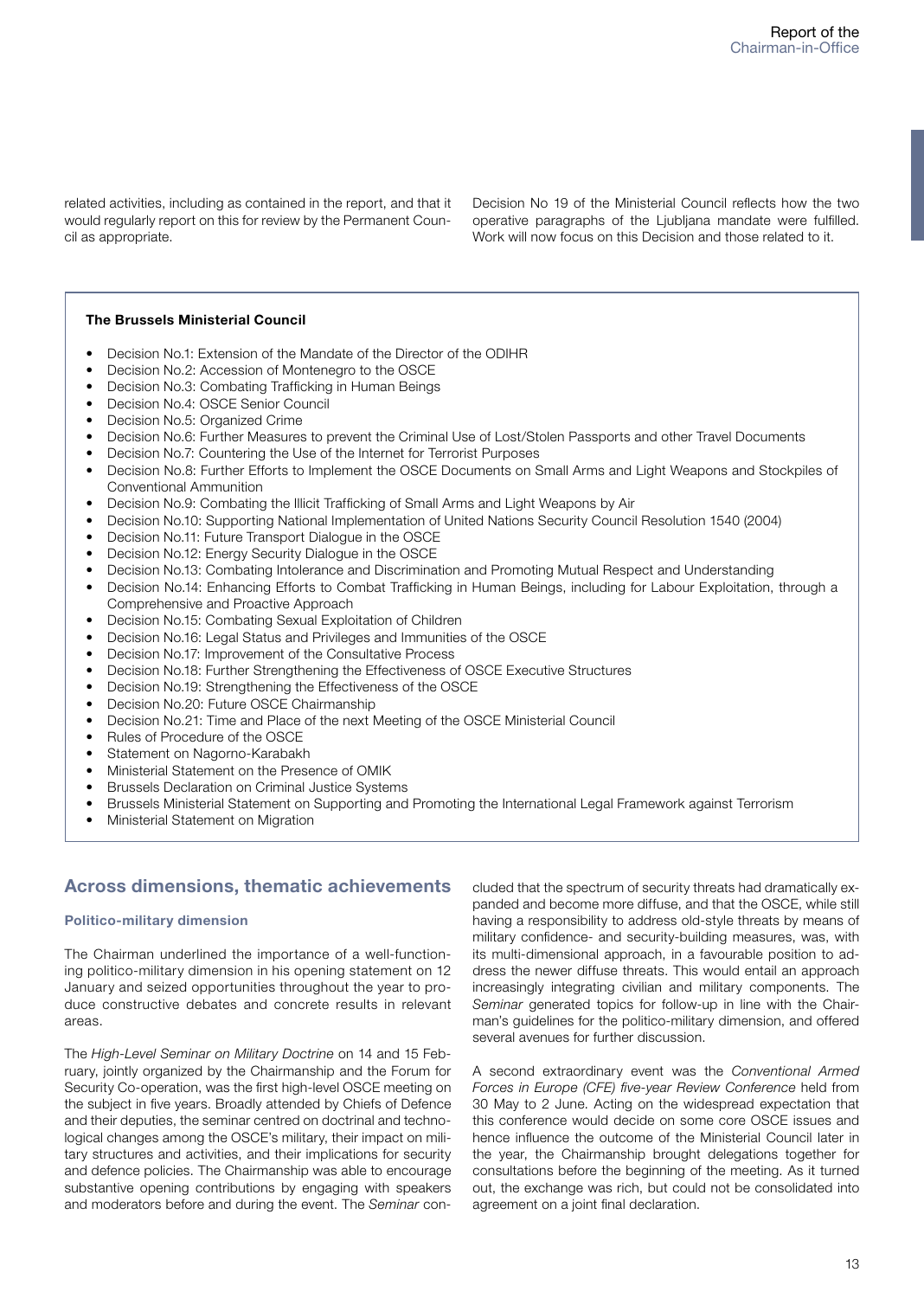related activities, including as contained in the report, and that it would regularly report on this for review by the Permanent Council as appropriate.

Decision No 19 of the Ministerial Council reflects how the two operative paragraphs of the Ljubljana mandate were fulfilled. Work will now focus on this Decision and those related to it.

**The Brussels Ministerial Council**

- Decision No.1: Extension of the Mandate of the Director of the ODIHR
- Decision No.2: Accession of Montenegro to the OSCE
- Decision No.3: Combating Trafficking in Human Beings
- Decision No.4: OSCE Senior Council
- Decision No.5: Organized Crime
- Decision No.6: Further Measures to prevent the Criminal Use of Lost/Stolen Passports and other Travel Documents
- Decision No.7: Countering the Use of the Internet for Terrorist Purposes
- Decision No.8: Further Efforts to Implement the OSCE Documents on Small Arms and Light Weapons and Stockpiles of Conventional Ammunition
- Decision No.9: Combating the Illicit Trafficking of Small Arms and Light Weapons by Air
- Decision No.10: Supporting National Implementation of United Nations Security Council Resolution 1540 (2004)
- Decision No.11: Future Transport Dialogue in the OSCE
- Decision No.12: Energy Security Dialogue in the OSCE
- Decision No.13: Combating Intolerance and Discrimination and Promoting Mutual Respect and Understanding
- Decision No.14: Enhancing Efforts to Combat Trafficking in Human Beings, including for Labour Exploitation, through a Comprehensive and Proactive Approach
- Decision No.15: Combating Sexual Exploitation of Children
- Decision No.16: Legal Status and Privileges and Immunities of the OSCE
- Decision No.17: Improvement of the Consultative Process
- Decision No.18: Further Strengthening the Effectiveness of OSCE Executive Structures
- Decision No.19: Strengthening the Effectiveness of the OSCE
- Decision No.20: Future OSCE Chairmanship
- Decision No.21: Time and Place of the next Meeting of the OSCE Ministerial Council
- Rules of Procedure of the OSCE
- Statement on Nagorno-Karabakh
- Ministerial Statement on the Presence of OMIK
- Brussels Declaration on Criminal Justice Systems
- Brussels Ministerial Statement on Supporting and Promoting the International Legal Framework against Terrorism
- Ministerial Statement on Migration

## Across dimensions, thematic achievements

### Politico-military dimension

The Chairman underlined the importance of a well-functioning politico-military dimension in his opening statement on 12 January and seized opportunities throughout the year to produce constructive debates and concrete results in relevant areas.

The *High-Level Seminar on Military Doctrine* on 14 and 15 February, jointly organized by the Chairmanship and the Forum for Security Co-operation, was the first high-level OSCE meeting on the subject in five years. Broadly attended by Chiefs of Defence and their deputies, the seminar centred on doctrinal and technological changes among the OSCE's military, their impact on military structures and activities, and their implications for security and defence policies. The Chairmanship was able to encourage substantive opening contributions by engaging with speakers and moderators before and during the event. The *Seminar* concluded that the spectrum of security threats had dramatically expanded and become more diffuse, and that the OSCE, while still having a responsibility to address old-style threats by means of military confidence- and security-building measures, was, with its multi-dimensional approach, in a favourable position to address the newer diffuse threats. This would entail an approach increasingly integrating civilian and military components. The *Seminar* generated topics for follow-up in line with the Chairman's guidelines for the politico-military dimension, and offered several avenues for further discussion.

A second extraordinary event was the *Conventional Armed Forces in Europe (CFE) five-year Review Conference* held from 30 May to 2 June. Acting on the widespread expectation that this conference would decide on some core OSCE issues and hence influence the outcome of the Ministerial Council later in the year, the Chairmanship brought delegations together for consultations before the beginning of the meeting. As it turned out, the exchange was rich, but could not be consolidated into agreement on a joint final declaration.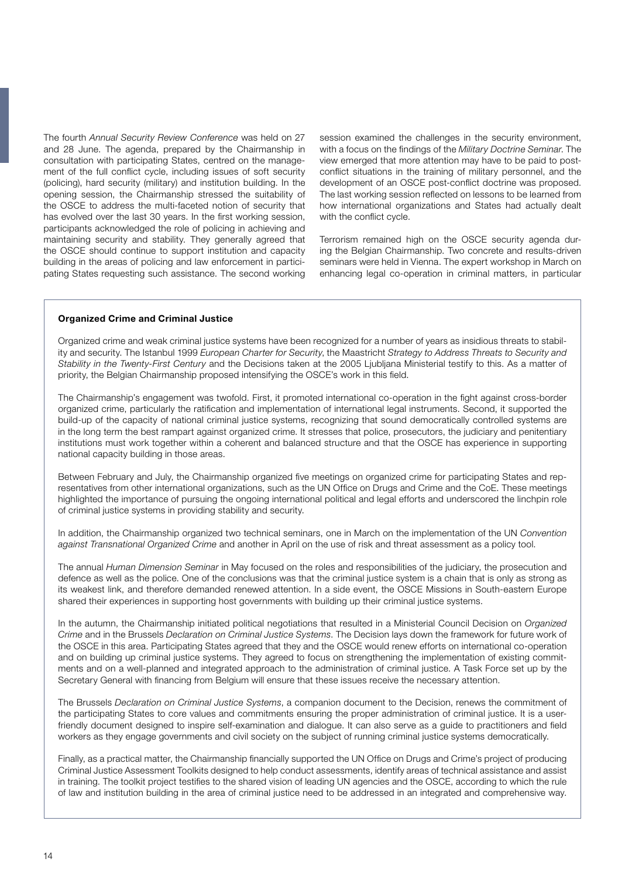The fourth *Annual Security Review Conference* was held on 27 and 28 June. The agenda, prepared by the Chairmanship in consultation with participating States, centred on the management of the full conflict cycle, including issues of soft security (policing), hard security (military) and institution building. In the opening session, the Chairmanship stressed the suitability of the OSCE to address the multi-faceted notion of security that has evolved over the last 30 years. In the first working session, participants acknowledged the role of policing in achieving and maintaining security and stability. They generally agreed that the OSCE should continue to support institution and capacity building in the areas of policing and law enforcement in participating States requesting such assistance. The second working session examined the challenges in the security environment, with a focus on the findings of the *Military Doctrine Seminar*. The view emerged that more attention may have to be paid to post-conflict situations in the training of military personnel, and the development of an OSCE post-conflict doctrine was proposed. The last working session reflected on lessons to be learned from how international organizations and States had actually dealt with the conflict cycle.

Terrorism remained high on the OSCE security agenda during the Belgian Chairmanship. Two concrete and results-driven seminars were held in Vienna. The expert workshop in March on enhancing legal co-operation in criminal matters, in particular

**Organized Crime and Criminal Justice**

Organized crime and weak criminal justice systems have been recognized for a number of years as insidious threats to stability and security. The Istanbul 1999 *European Charter for Security*, the Maastricht *Strategy to Address Threats to Security and Stability in the Twenty-First Century* and the Decisions taken at the 2005 Ljubljana Ministerial testify to this. As a matter of priority, the Belgian Chairmanship proposed intensifying the OSCE's work in this field.

The Chairmanship's engagement was twofold. First, it promoted international co-operation in the fight against cross-border organized crime, particularly the ratification and implementation of international legal instruments. Second, it supported the build-up of the capacity of national criminal justice systems, recognizing that sound democratically controlled systems are in the long term the best rampart against organized crime. It stresses that police, prosecutors, the judiciary and penitentiary institutions must work together within a coherent and balanced structure and that the OSCE has experience in supporting national capacity building in those areas.

Between February and July, the Chairmanship organized five meetings on organized crime for participating States and representatives from other international organizations, such as the UN Office on Drugs and Crime and the CoE. These meetings highlighted the importance of pursuing the ongoing international political and legal efforts and underscored the linchpin role of criminal justice systems in providing stability and security.

In addition, the Chairmanship organized two technical seminars, one in March on the implementation of the UN *Convention against Transnational Organized Crime* and another in April on the use of risk and threat assessment as a policy tool.

The annual *Human Dimension Seminar* in May focused on the roles and responsibilities of the judiciary, the prosecution and defence as well as the police. One of the conclusions was that the criminal justice system is a chain that is only as strong as its weakest link, and therefore demanded renewed attention. In a side event, the OSCE Missions in South-eastern Europe shared their experiences in supporting host governments with building up their criminal justice systems.

In the autumn, the Chairmanship initiated political negotiations that resulted in a Ministerial Council Decision on *Organized Crime* and in the Brussels *Declaration on Criminal Justice Systems*. The Decision lays down the framework for future work of the OSCE in this area. Participating States agreed that they and the OSCE would renew efforts on international co-operation and on building up criminal justice systems. They agreed to focus on strengthening the implementation of existing commitments and on a well-planned and integrated approach to the administration of criminal justice. A Task Force set up by the Secretary General with financing from Belgium will ensure that these issues receive the necessary attention.

The Brussels *Declaration on Criminal Justice Systems*, a companion document to the Decision, renews the commitment of the participating States to core values and commitments ensuring the proper administration of criminal justice. It is a user-friendly document designed to inspire self-examination and dialogue. It can also serve as a guide to practitioners and field workers as they engage governments and civil society on the subject of running criminal justice systems democratically.

Finally, as a practical matter, the Chairmanship financially supported the UN Office on Drugs and Crime's project of producing Criminal Justice Assessment Toolkits designed to help conduct assessments, identify areas of technical assistance and assist in training. The toolkit project testifies to the shared vision of leading UN agencies and the OSCE, according to which the rule of law and institution building in the area of criminal justice need to be addressed in an integrated and comprehensive way.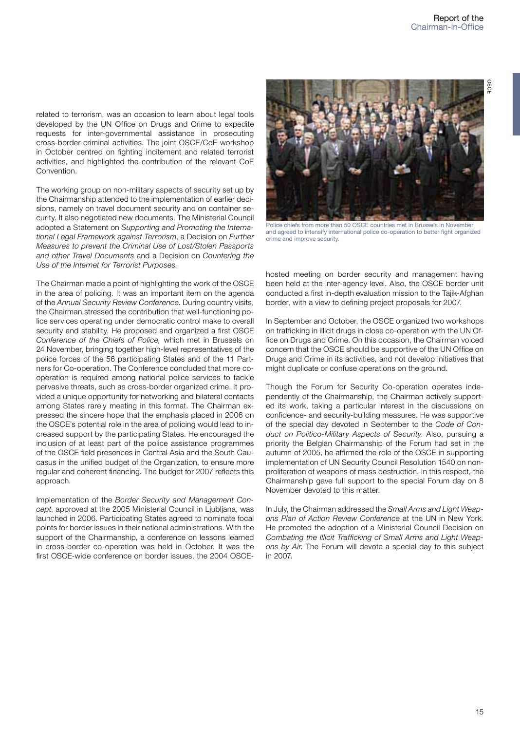related to terrorism, was an occasion to learn about legal tools developed by the UN Office on Drugs and Crime to expedite requests for inter-governmental assistance in prosecuting cross-border criminal activities. The joint OSCE/CoE workshop in October centred on fighting incitement and related terrorist activities, and highlighted the contribution of the relevant CoE Convention.

The working group on non-military aspects of security set up by the Chairmanship attended to the implementation of earlier decisions, namely on travel document security and on container security. It also negotiated new documents. The Ministerial Council adopted a Statement on *Supporting and Promoting the International Legal Framework against Terrorism*, a Decision on *Further Measures to prevent the Criminal Use of Lost/Stolen Passports and other Travel Documents* and a Decision on *Countering the Use of the Internet for Terrorist Purposes*.

The Chairman made a point of highlighting the work of the OSCE in the area of policing. It was an important item on the agenda of the *Annual Security Review Conference*. During country visits, the Chairman stressed the contribution that well-functioning police services operating under democratic control make to overall security and stability. He proposed and organized a first OSCE *Conference of the Chiefs of Police,* which met in Brussels on 24 November, bringing together high-level representatives of the police forces of the 56 participating States and of the 11 Partners for Co-operation. The Conference concluded that more co-operation is required among national police services to tackle pervasive threats, such as cross-border organized crime. It provided a unique opportunity for networking and bilateral contacts among States rarely meeting in this format. The Chairman expressed the sincere hope that the emphasis placed in 2006 on the OSCE's potential role in the area of policing would lead to increased support by the participating States. He encouraged the inclusion of at least part of the police assistance programmes of the OSCE field presences in Central Asia and the South Caucasus in the unified budget of the Organization, to ensure more regular and coherent financing. The budget for 2007 reflects this approach.

Implementation of the *Border Security and Management Concept*, approved at the 2005 Ministerial Council in Ljubljana, was launched in 2006. Participating States agreed to nominate focal points for border issues in their national administrations. With the support of the Chairmanship, a conference on lessons learned in cross-border co-operation was held in October. It was the first OSCE-wide conference on border issues, the 2004 OSCE-hosted meeting on border security and management having been held at the inter-agency level. Also, the OSCE border unit conducted a first in-depth evaluation mission to the Tajik-Afghan border, with a view to defining project proposals for 2007.

Police chiefs from more than 50 OSCE countries met in Brussels in November and agreed to intensify international police co-operation to better fight organized crime and improve security.

In September and October, the OSCE organized two workshops on trafficking in illicit drugs in close co-operation with the UN Office on Drugs and Crime. On this occasion, the Chairman voiced concern that the OSCE should be supportive of the UN Office on Drugs and Crime in its activities, and not develop initiatives that might duplicate or confuse operations on the ground.

Though the Forum for Security Co-operation operates independently of the Chairmanship, the Chairman actively supported its work, taking a particular interest in the discussions on confidence- and security-building measures. He was supportive of the special day devoted in September to the *Code of Conduct on Politico-Military Aspects of Security*. Also, pursuing a priority the Belgian Chairmanship of the Forum had set in the autumn of 2005, he affirmed the role of the OSCE in supporting implementation of UN Security Council Resolution 1540 on non-proliferation of weapons of mass destruction. In this respect, the Chairmanship gave full support to the special Forum day on 8 November devoted to this matter.

In July, the Chairman addressed the *Small Arms and Light Weapons Plan of Action Review Conference* at the UN in New York. He promoted the adoption of a Ministerial Council Decision on *Combating the Illicit Trafficking of Small Arms and Light Weapons by Air*. The Forum will devote a special day to this subject in 2007.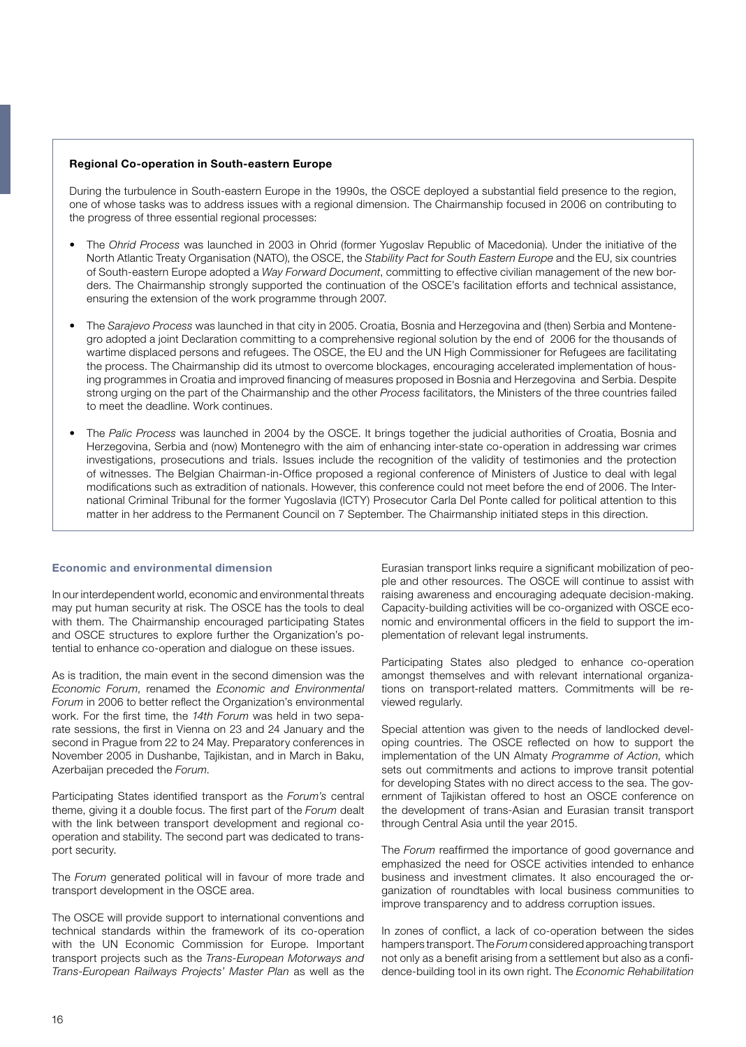### Regional Co-operation in South-eastern Europe

During the turbulence in South-eastern Europe in the 1990s, the OSCE deployed a substantial field presence to the region, one of whose tasks was to address issues with a regional dimension. The Chairmanship focused in 2006 on contributing to the progress of three essential regional processes:

- The *Ohrid Process* was launched in 2003 in Ohrid (former Yugoslav Republic of Macedonia). Under the initiative of the North Atlantic Treaty Organisation (NATO), the OSCE, the *Stability Pact for South Eastern Europe* and the EU, six countries of South-eastern Europe adopted a *Way Forward Document*, committing to effective civilian management of the new borders. The Chairmanship strongly supported the continuation of the OSCE's facilitation efforts and technical assistance, ensuring the extension of the work programme through 2007.
- The *Sarajevo Process* was launched in that city in 2005. Croatia, Bosnia and Herzegovina and (then) Serbia and Montenegro adopted a joint Declaration committing to a comprehensive regional solution by the end of 2006 for the thousands of wartime displaced persons and refugees. The OSCE, the EU and the UN High Commissioner for Refugees are facilitating the process. The Chairmanship did its utmost to overcome blockages, encouraging accelerated implementation of housing programmes in Croatia and improved financing of measures proposed in Bosnia and Herzegovina and Serbia. Despite strong urging on the part of the Chairmanship and the other *Process* facilitators, the Ministers of the three countries failed to meet the deadline. Work continues.
- The *Palic Process* was launched in 2004 by the OSCE. It brings together the judicial authorities of Croatia, Bosnia and Herzegovina, Serbia and (now) Montenegro with the aim of enhancing inter-state co-operation in addressing war crimes investigations, prosecutions and trials. Issues include the recognition of the validity of testimonies and the protection of witnesses. The Belgian Chairman-in-Office proposed a regional conference of Ministers of Justice to deal with legal modifications such as extradition of nationals. However, this conference could not meet before the end of 2006. The International Criminal Tribunal for the former Yugoslavia (ICTY) Prosecutor Carla Del Ponte called for political attention to this matter in her address to the Permanent Council on 7 September. The Chairmanship initiated steps in this direction.

### Economic and environmental dimension

In our interdependent world, economic and environmental threats may put human security at risk. The OSCE has the tools to deal with them. The Chairmanship encouraged participating States and OSCE structures to explore further the Organization's potential to enhance co-operation and dialogue on these issues.

As is tradition, the main event in the second dimension was the *Economic Forum*, renamed the *Economic and Environmental Forum* in 2006 to better reflect the Organization's environmental work. For the first time, the *14th Forum* was held in two separate sessions, the first in Vienna on 23 and 24 January and the second in Prague from 22 to 24 May. Preparatory conferences in November 2005 in Dushanbe, Tajikistan, and in March in Baku, Azerbaijan preceded the *Forum*.

Participating States identified transport as the *Forum's* central theme, giving it a double focus. The first part of the *Forum* dealt with the link between transport development and regional co-operation and stability. The second part was dedicated to transport security.

The *Forum* generated political will in favour of more trade and transport development in the OSCE area.

The OSCE will provide support to international conventions and technical standards within the framework of its co-operation with the UN Economic Commission for Europe. Important transport projects such as the *Trans-European Motorways and Trans-European Railways Projects' Master Plan* as well as the Eurasian transport links require a significant mobilization of people and other resources. The OSCE will continue to assist with raising awareness and encouraging adequate decision-making. Capacity-building activities will be co-organized with OSCE economic and environmental officers in the field to support the implementation of relevant legal instruments.

Participating States also pledged to enhance co-operation amongst themselves and with relevant international organizations on transport-related matters. Commitments will be reviewed regularly.

Special attention was given to the needs of landlocked developing countries. The OSCE reflected on how to support the implementation of the UN Almaty *Programme of Action*, which sets out commitments and actions to improve transit potential for developing States with no direct access to the sea. The government of Tajikistan offered to host an OSCE conference on the development of trans-Asian and Eurasian transit transport through Central Asia until the year 2015.

The *Forum* reaffirmed the importance of good governance and emphasized the need for OSCE activities intended to enhance business and investment climates. It also encouraged the organization of roundtables with local business communities to improve transparency and to address corruption issues.

In zones of conflict, a lack of co-operation between the sides hampers transport. The *Forum* considered approaching transport not only as a benefit arising from a settlement but also as a confidence-building tool in its own right. The *Economic Rehabilitation*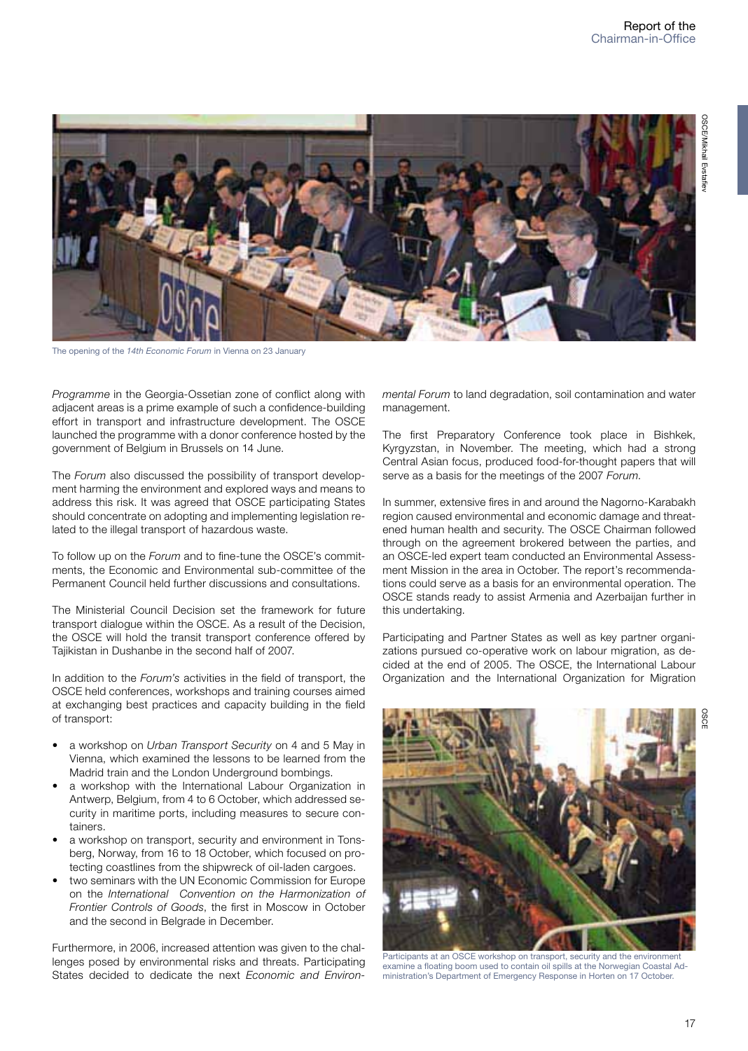The opening of the *14th Economic Forum* in Vienna on 23 January

*Programme* in the Georgia-Ossetian zone of conflict along with adjacent areas is a prime example of such a confidence-building effort in transport and infrastructure development. The OSCE launched the programme with a donor conference hosted by the government of Belgium in Brussels on 14 June.

The *Forum* also discussed the possibility of transport development harming the environment and explored ways and means to address this risk. It was agreed that OSCE participating States should concentrate on adopting and implementing legislation related to the illegal transport of hazardous waste.

To follow up on the *Forum* and to fine-tune the OSCE's commitments, the Economic and Environmental sub-committee of the Permanent Council held further discussions and consultations.

The Ministerial Council Decision set the framework for future transport dialogue within the OSCE. As a result of the Decision, the OSCE will hold the transit transport conference offered by Tajikistan in Dushanbe in the second half of 2007.

In addition to the *Forum's* activities in the field of transport, the OSCE held conferences, workshops and training courses aimed at exchanging best practices and capacity building in the field of transport:

- a workshop on *Urban Transport Security* on 4 and 5 May in Vienna, which examined the lessons to be learned from the Madrid train and the London Underground bombings.
- a workshop with the International Labour Organization in Antwerp, Belgium, from 4 to 6 October, which addressed security in maritime ports, including measures to secure containers.
- a workshop on transport, security and environment in Tonsberg, Norway, from 16 to 18 October, which focused on protecting coastlines from the shipwreck of oil-laden cargoes.
- two seminars with the UN Economic Commission for Europe on the *International Convention on the Harmonization of Frontier Controls of Goods*, the first in Moscow in October and the second in Belgrade in December.

Furthermore, in 2006, increased attention was given to the challenges posed by environmental risks and threats. Participating States decided to dedicate the next *Economic and Environmental Forum* to land degradation, soil contamination and water management.

The first Preparatory Conference took place in Bishkek, Kyrgyzstan, in November. The meeting, which had a strong Central Asian focus, produced food-for-thought papers that will serve as a basis for the meetings of the 2007 *Forum*.

In summer, extensive fires in and around the Nagorno-Karabakh region caused environmental and economic damage and threatened human health and security. The OSCE Chairman followed through on the agreement brokered between the parties, and an OSCE-led expert team conducted an Environmental Assessment Mission in the area in October. The report's recommendations could serve as a basis for an environmental operation. The OSCE stands ready to assist Armenia and Azerbaijan further in this undertaking.

Participating and Partner States as well as key partner organizations pursued co-operative work on labour migration, as decided at the end of 2005. The OSCE, the International Labour Organization and the International Organization for Migration

Participants at an OSCE workshop on transport, security and the environment examine a floating boom used to contain oil spills at the Norwegian Coastal Administration's Department of Emergency Response in Horten on 17 October.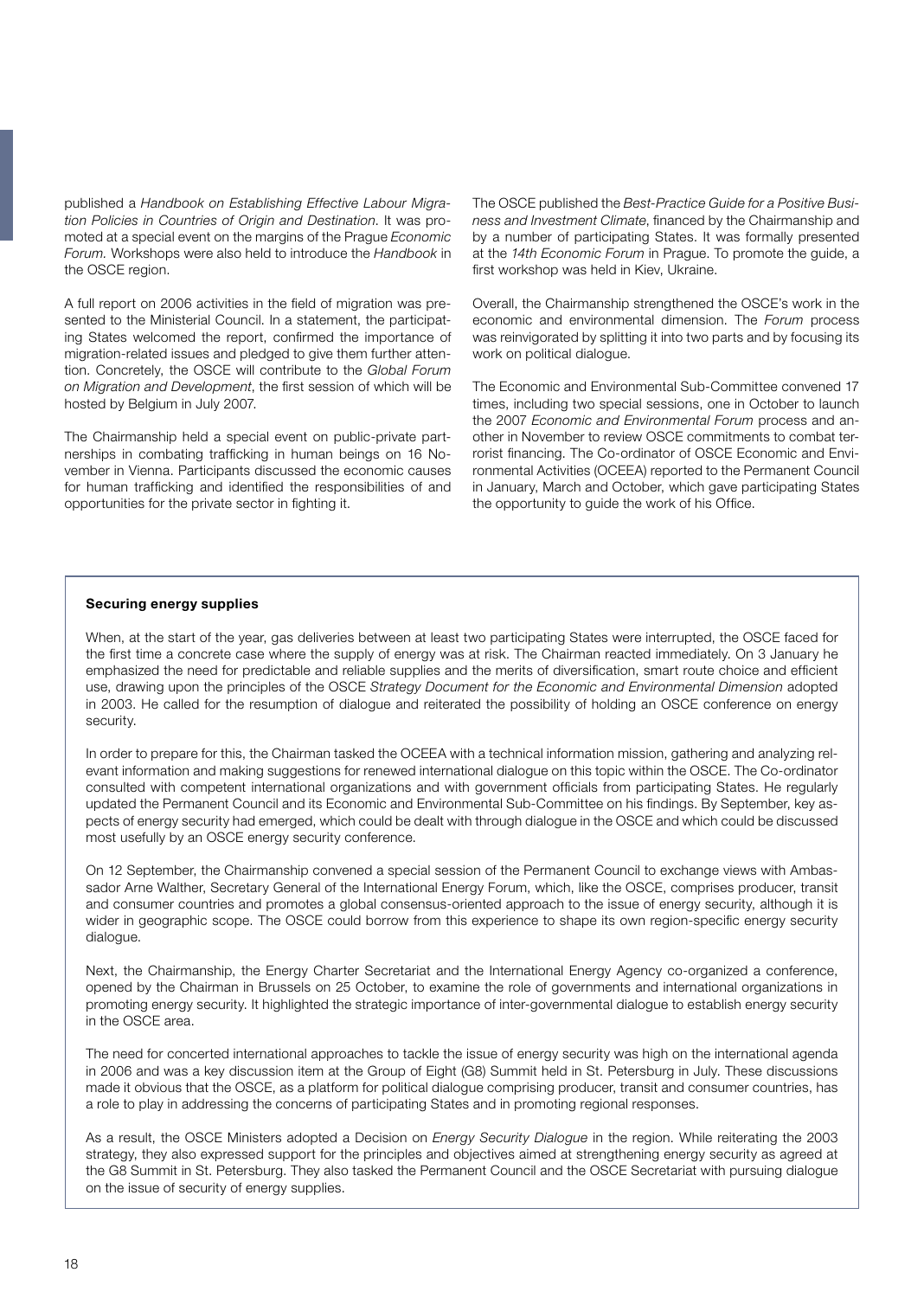published a *Handbook on Establishing Effective Labour Migration Policies in Countries of Origin and Destination*. It was promoted at a special event on the margins of the Prague *Economic Forum*. Workshops were also held to introduce the *Handbook* in the OSCE region.

A full report on 2006 activities in the field of migration was presented to the Ministerial Council. In a statement, the participating States welcomed the report, confirmed the importance of migration-related issues and pledged to give them further attention. Concretely, the OSCE will contribute to the *Global Forum on Migration and Development*, the first session of which will be hosted by Belgium in July 2007.

The Chairmanship held a special event on public-private partnerships in combating trafficking in human beings on 16 November in Vienna. Participants discussed the economic causes for human trafficking and identified the responsibilities of and opportunities for the private sector in fighting it.

The OSCE published the *Best-Practice Guide for a Positive Business and Investment Climate*, financed by the Chairmanship and by a number of participating States. It was formally presented at the *14th Economic Forum* in Prague. To promote the guide, a first workshop was held in Kiev, Ukraine.

Overall, the Chairmanship strengthened the OSCE's work in the economic and environmental dimension. The *Forum* process was reinvigorated by splitting it into two parts and by focusing its work on political dialogue.

The Economic and Environmental Sub-Committee convened 17 times, including two special sessions, one in October to launch the 2007 *Economic and Environmental Forum* process and another in November to review OSCE commitments to combat terrorist financing. The Co-ordinator of OSCE Economic and Environmental Activities (OCEEA) reported to the Permanent Council in January, March and October, which gave participating States the opportunity to guide the work of his Office.

**Securing energy supplies**

When, at the start of the year, gas deliveries between at least two participating States were interrupted, the OSCE faced for the first time a concrete case where the supply of energy was at risk. The Chairman reacted immediately. On 3 January he emphasized the need for predictable and reliable supplies and the merits of diversification, smart route choice and efficient use, drawing upon the principles of the OSCE *Strategy Document for the Economic and Environmental Dimension* adopted in 2003. He called for the resumption of dialogue and reiterated the possibility of holding an OSCE conference on energy security.

In order to prepare for this, the Chairman tasked the OCEEA with a technical information mission, gathering and analyzing relevant information and making suggestions for renewed international dialogue on this topic within the OSCE. The Co-ordinator consulted with competent international organizations and with government officials from participating States. He regularly updated the Permanent Council and its Economic and Environmental Sub-Committee on his findings. By September, key aspects of energy security had emerged, which could be dealt with through dialogue in the OSCE and which could be discussed most usefully by an OSCE energy security conference.

On 12 September, the Chairmanship convened a special session of the Permanent Council to exchange views with Ambassador Arne Walther, Secretary General of the International Energy Forum, which, like the OSCE, comprises producer, transit and consumer countries and promotes a global consensus-oriented approach to the issue of energy security, although it is wider in geographic scope. The OSCE could borrow from this experience to shape its own region-specific energy security dialogue.

Next, the Chairmanship, the Energy Charter Secretariat and the International Energy Agency co-organized a conference, opened by the Chairman in Brussels on 25 October, to examine the role of governments and international organizations in promoting energy security. It highlighted the strategic importance of inter-governmental dialogue to establish energy security in the OSCE area.

The need for concerted international approaches to tackle the issue of energy security was high on the international agenda in 2006 and was a key discussion item at the Group of Eight (G8) Summit held in St. Petersburg in July. These discussions made it obvious that the OSCE, as a platform for political dialogue comprising producer, transit and consumer countries, has a role to play in addressing the concerns of participating States and in promoting regional responses.

As a result, the OSCE Ministers adopted a Decision on *Energy Security Dialogue* in the region. While reiterating the 2003 strategy, they also expressed support for the principles and objectives aimed at strengthening energy security as agreed at the G8 Summit in St. Petersburg. They also tasked the Permanent Council and the OSCE Secretariat with pursuing dialogue on the issue of security of energy supplies.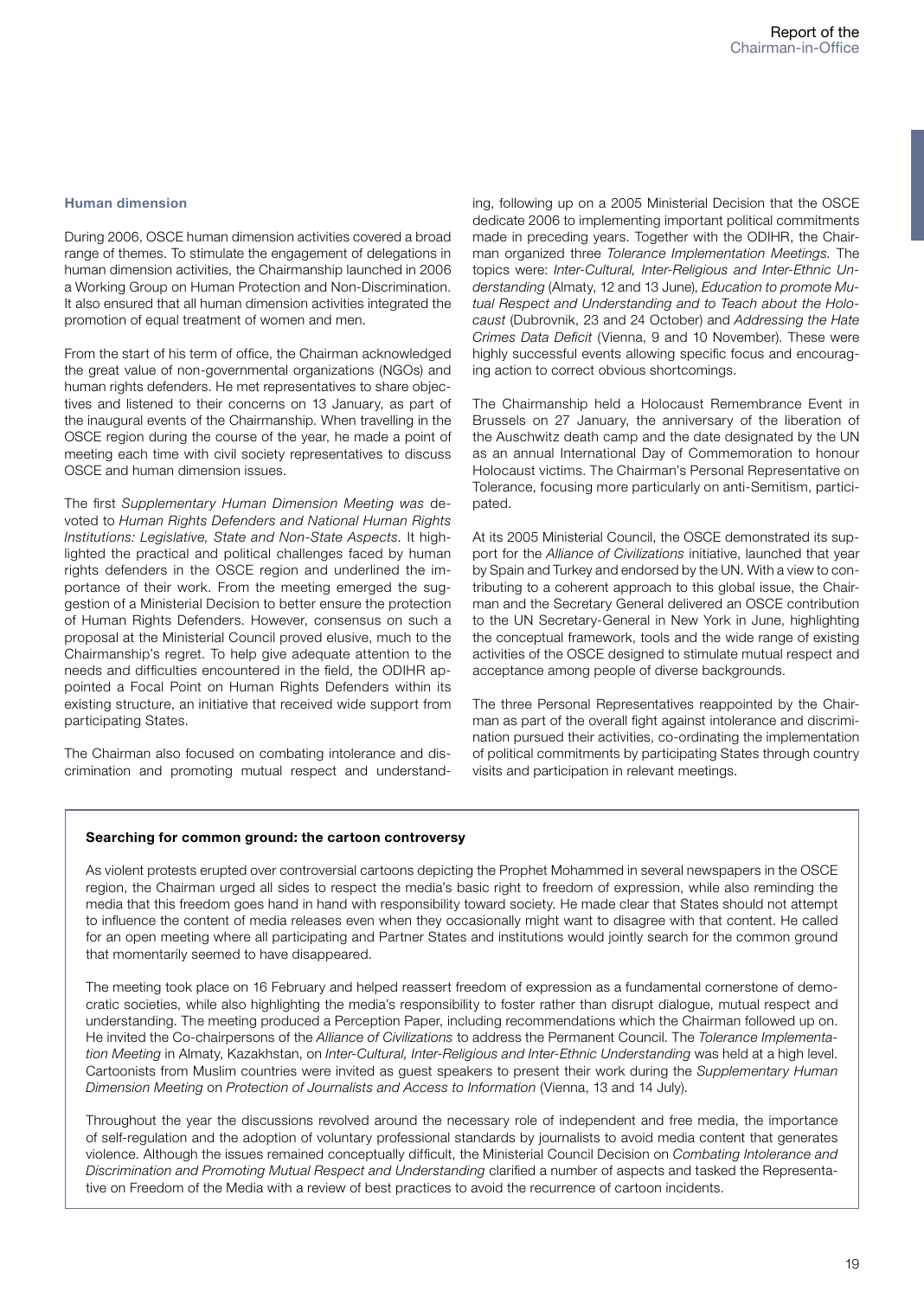### Human dimension

During 2006, OSCE human dimension activities covered a broad range of themes. To stimulate the engagement of delegations in human dimension activities, the Chairmanship launched in 2006 a Working Group on Human Protection and Non-Discrimination. It also ensured that all human dimension activities integrated the promotion of equal treatment of women and men.

From the start of his term of office, the Chairman acknowledged the great value of non-governmental organizations (NGOs) and human rights defenders. He met representatives to share objectives and listened to their concerns on 13 January, as part of the inaugural events of the Chairmanship. When travelling in the OSCE region during the course of the year, he made a point of meeting each time with civil society representatives to discuss OSCE and human dimension issues.

The first *Supplementary Human Dimension Meeting was* devoted to *Human Rights Defenders and National Human Rights Institutions: Legislative, State and Non-State Aspects.* It highlighted the practical and political challenges faced by human rights defenders in the OSCE region and underlined the importance of their work. From the meeting emerged the suggestion of a Ministerial Decision to better ensure the protection of Human Rights Defenders. However, consensus on such a proposal at the Ministerial Council proved elusive, much to the Chairmanship's regret. To help give adequate attention to the needs and difficulties encountered in the field, the ODIHR appointed a Focal Point on Human Rights Defenders within its existing structure, an initiative that received wide support from participating States.

The Chairman also focused on combating intolerance and discrimination and promoting mutual respect and understanding, following up on a 2005 Ministerial Decision that the OSCE dedicate 2006 to implementing important political commitments made in preceding years. Together with the ODIHR, the Chairman organized three *Tolerance Implementation Meetings.* The topics were: *Inter-Cultural, Inter-Religious and Inter-Ethnic Understanding* (Almaty, 12 and 13 June), *Education to promote Mutual Respect and Understanding and to Teach about the Holocaust* (Dubrovnik, 23 and 24 October) and *Addressing the Hate Crimes Data Deficit* (Vienna, 9 and 10 November). These were highly successful events allowing specific focus and encouraging action to correct obvious shortcomings.

The Chairmanship held a Holocaust Remembrance Event in Brussels on 27 January, the anniversary of the liberation of the Auschwitz death camp and the date designated by the UN as an annual International Day of Commemoration to honour Holocaust victims. The Chairman's Personal Representative on Tolerance, focusing more particularly on anti-Semitism, participated.

At its 2005 Ministerial Council, the OSCE demonstrated its support for the *Alliance of Civilizations* initiative, launched that year by Spain and Turkey and endorsed by the UN. With a view to contributing to a coherent approach to this global issue, the Chairman and the Secretary General delivered an OSCE contribution to the UN Secretary-General in New York in June, highlighting the conceptual framework, tools and the wide range of existing activities of the OSCE designed to stimulate mutual respect and acceptance among people of diverse backgrounds.

The three Personal Representatives reappointed by the Chairman as part of the overall fight against intolerance and discrimination pursued their activities, co-ordinating the implementation of political commitments by participating States through country visits and participation in relevant meetings.

---

**Searching for common ground: the cartoon controversy**

As violent protests erupted over controversial cartoons depicting the Prophet Mohammed in several newspapers in the OSCE region, the Chairman urged all sides to respect the media's basic right to freedom of expression, while also reminding the media that this freedom goes hand in hand with responsibility toward society. He made clear that States should not attempt to influence the content of media releases even when they occasionally might want to disagree with that content. He called for an open meeting where all participating and Partner States and institutions would jointly search for the common ground that momentarily seemed to have disappeared.

The meeting took place on 16 February and helped reassert freedom of expression as a fundamental cornerstone of democratic societies, while also highlighting the media's responsibility to foster rather than disrupt dialogue, mutual respect and understanding. The meeting produced a Perception Paper, including recommendations which the Chairman followed up on. He invited the Co-chairpersons of the *Alliance of Civilizations* to address the Permanent Council. The *Tolerance Implementation Meeting* in Almaty, Kazakhstan, on *Inter-Cultural, Inter-Religious and Inter-Ethnic Understanding* was held at a high level. Cartoonists from Muslim countries were invited as guest speakers to present their work during the *Supplementary Human Dimension Meeting* on *Protection of Journalists and Access to Information* (Vienna, 13 and 14 July).

Throughout the year the discussions revolved around the necessary role of independent and free media, the importance of self-regulation and the adoption of voluntary professional standards by journalists to avoid media content that generates violence. Although the issues remained conceptually difficult, the Ministerial Council Decision on *Combating Intolerance and Discrimination and Promoting Mutual Respect and Understanding* clarified a number of aspects and tasked the Representative on Freedom of the Media with a review of best practices to avoid the recurrence of cartoon incidents.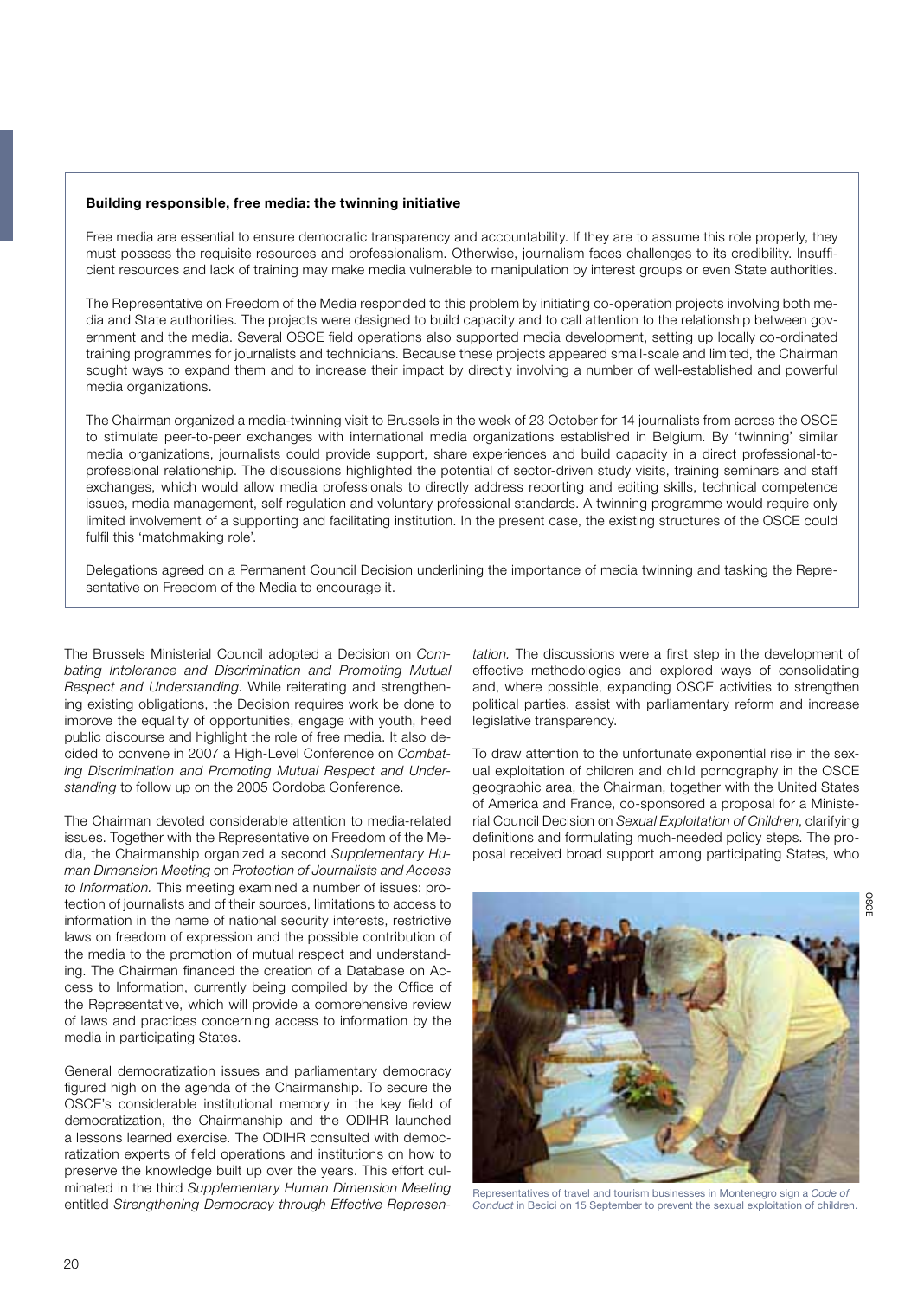### Building responsible, free media: the twinning initiative

Free media are essential to ensure democratic transparency and accountability. If they are to assume this role properly, they must possess the requisite resources and professionalism. Otherwise, journalism faces challenges to its credibility. Insufficient resources and lack of training may make media vulnerable to manipulation by interest groups or even State authorities.

The Representative on Freedom of the Media responded to this problem by initiating co-operation projects involving both media and State authorities. The projects were designed to build capacity and to call attention to the relationship between government and the media. Several OSCE field operations also supported media development, setting up locally co-ordinated training programmes for journalists and technicians. Because these projects appeared small-scale and limited, the Chairman sought ways to expand them and to increase their impact by directly involving a number of well-established and powerful media organizations.

The Chairman organized a media-twinning visit to Brussels in the week of 23 October for 14 journalists from across the OSCE to stimulate peer-to-peer exchanges with international media organizations established in Belgium. By 'twinning' similar media organizations, journalists could provide support, share experiences and build capacity in a direct professional-to-professional relationship. The discussions highlighted the potential of sector-driven study visits, training seminars and staff exchanges, which would allow media professionals to directly address reporting and editing skills, technical competence issues, media management, self regulation and voluntary professional standards. A twinning programme would require only limited involvement of a supporting and facilitating institution. In the present case, the existing structures of the OSCE could fulfil this 'matchmaking role'.

Delegations agreed on a Permanent Council Decision underlining the importance of media twinning and tasking the Representative on Freedom of the Media to encourage it.

The Brussels Ministerial Council adopted a Decision on *Combating Intolerance and Discrimination and Promoting Mutual Respect and Understanding*. While reiterating and strengthening existing obligations, the Decision requires work be done to improve the equality of opportunities, engage with youth, heed public discourse and highlight the role of free media. It also decided to convene in 2007 a High-Level Conference on *Combating Discrimination and Promoting Mutual Respect and Understanding* to follow up on the 2005 Cordoba Conference.

The Chairman devoted considerable attention to media-related issues. Together with the Representative on Freedom of the Media, the Chairmanship organized a second *Supplementary Human Dimension Meeting* on *Protection of Journalists and Access to Information.* This meeting examined a number of issues: protection of journalists and of their sources, limitations to access to information in the name of national security interests, restrictive laws on freedom of expression and the possible contribution of the media to the promotion of mutual respect and understanding. The Chairman financed the creation of a Database on Access to Information, currently being compiled by the Office of the Representative, which will provide a comprehensive review of laws and practices concerning access to information by the media in participating States.

General democratization issues and parliamentary democracy figured high on the agenda of the Chairmanship. To secure the OSCE's considerable institutional memory in the key field of democratization, the Chairmanship and the ODIHR launched a lessons learned exercise. The ODIHR consulted with democratization experts of field operations and institutions on how to preserve the knowledge built up over the years. This effort culminated in the third *Supplementary Human Dimension Meeting* entitled *Strengthening Democracy through Effective Representation.* The discussions were a first step in the development of effective methodologies and explored ways of consolidating and, where possible, expanding OSCE activities to strengthen political parties, assist with parliamentary reform and increase legislative transparency.

To draw attention to the unfortunate exponential rise in the sexual exploitation of children and child pornography in the OSCE geographic area, the Chairman, together with the United States of America and France, co-sponsored a proposal for a Ministerial Council Decision on *Sexual Exploitation of Children*, clarifying definitions and formulating much-needed policy steps. The proposal received broad support among participating States, who

Representatives of travel and tourism businesses in Montenegro sign a *Code of Conduct* in Becici on 15 September to prevent the sexual exploitation of children.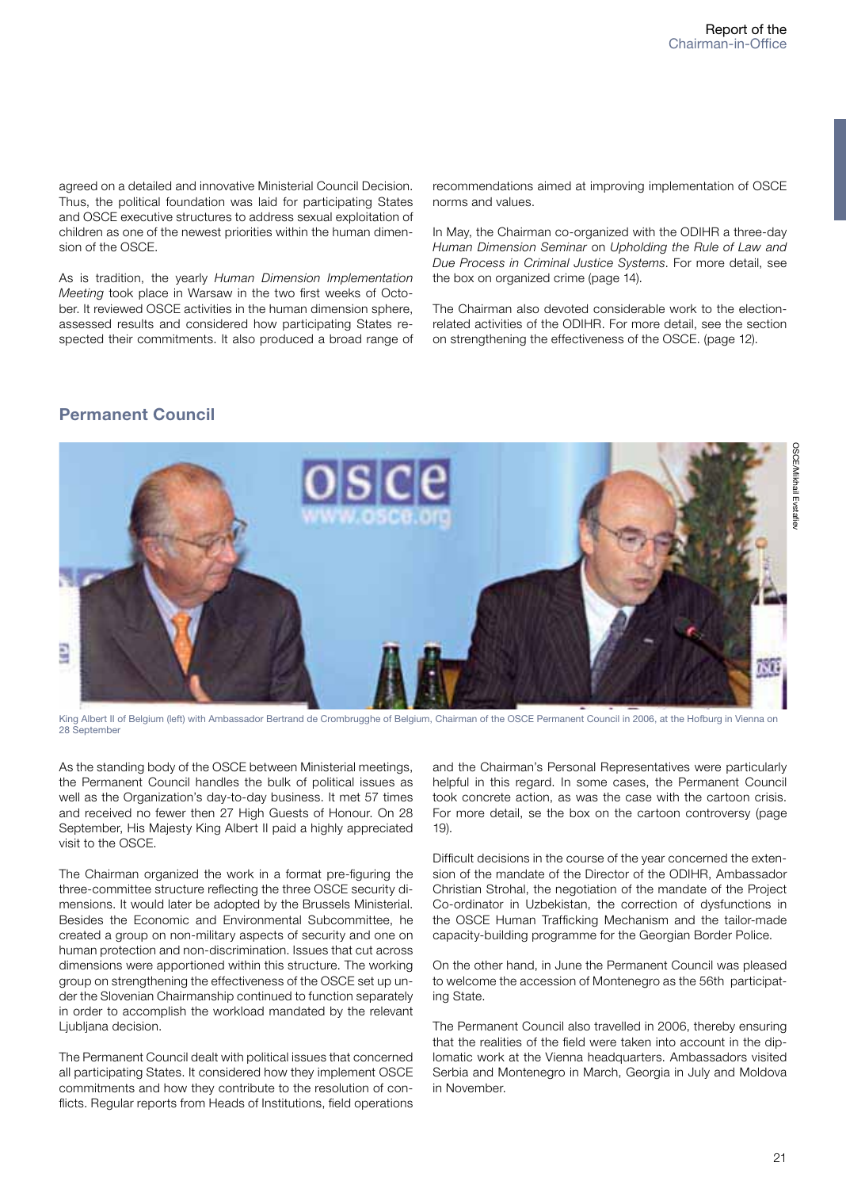agreed on a detailed and innovative Ministerial Council Decision. Thus, the political foundation was laid for participating States and OSCE executive structures to address sexual exploitation of children as one of the newest priorities within the human dimension of the OSCE.

As is tradition, the yearly *Human Dimension Implementation Meeting* took place in Warsaw in the two first weeks of October. It reviewed OSCE activities in the human dimension sphere, assessed results and considered how participating States respected their commitments. It also produced a broad range of recommendations aimed at improving implementation of OSCE norms and values.

In May, the Chairman co-organized with the ODIHR a three-day *Human Dimension Seminar* on *Upholding the Rule of Law and Due Process in Criminal Justice Systems*. For more detail, see the box on organized crime (page 14).

The Chairman also devoted considerable work to the election-related activities of the ODIHR. For more detail, see the section on strengthening the effectiveness of the OSCE. (page 12).

## Permanent Council

OSCE/Mikhail Evstafiev

King Albert II of Belgium (left) with Ambassador Bertrand de Crombrugghe of Belgium, Chairman of the OSCE Permanent Council in 2006, at the Hofburg in Vienna on 28 September

As the standing body of the OSCE between Ministerial meetings, the Permanent Council handles the bulk of political issues as well as the Organization's day-to-day business. It met 57 times and received no fewer then 27 High Guests of Honour. On 28 September, His Majesty King Albert II paid a highly appreciated visit to the OSCE.

The Chairman organized the work in a format pre-figuring the three-committee structure reflecting the three OSCE security dimensions. It would later be adopted by the Brussels Ministerial. Besides the Economic and Environmental Subcommittee, he created a group on non-military aspects of security and one on human protection and non-discrimination. Issues that cut across dimensions were apportioned within this structure. The working group on strengthening the effectiveness of the OSCE set up under the Slovenian Chairmanship continued to function separately in order to accomplish the workload mandated by the relevant Ljubljana decision.

The Permanent Council dealt with political issues that concerned all participating States. It considered how they implement OSCE commitments and how they contribute to the resolution of conflicts. Regular reports from Heads of Institutions, field operations and the Chairman's Personal Representatives were particularly helpful in this regard. In some cases, the Permanent Council took concrete action, as was the case with the cartoon crisis. For more detail, se the box on the cartoon controversy (page 19).

Difficult decisions in the course of the year concerned the extension of the mandate of the Director of the ODIHR, Ambassador Christian Strohal, the negotiation of the mandate of the Project Co-ordinator in Uzbekistan, the correction of dysfunctions in the OSCE Human Trafficking Mechanism and the tailor-made capacity-building programme for the Georgian Border Police.

On the other hand, in June the Permanent Council was pleased to welcome the accession of Montenegro as the 56th participating State.

The Permanent Council also travelled in 2006, thereby ensuring that the realities of the field were taken into account in the diplomatic work at the Vienna headquarters. Ambassadors visited Serbia and Montenegro in March, Georgia in July and Moldova in November.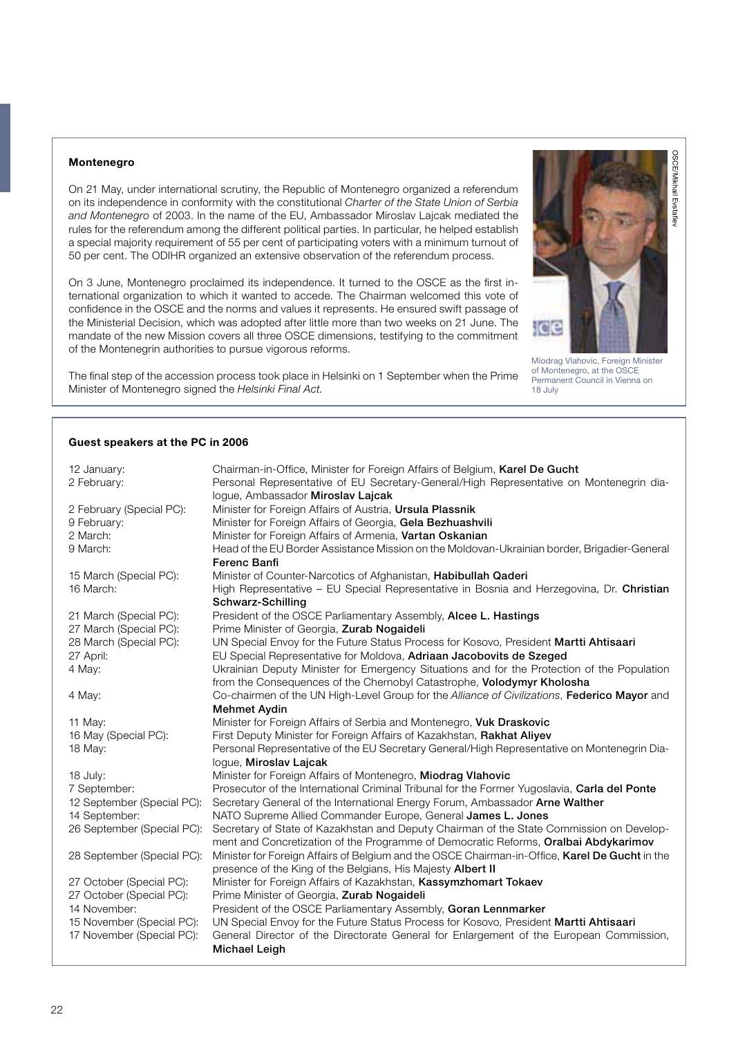### Montenegro

On 21 May, under international scrutiny, the Republic of Montenegro organized a referendum on its independence in conformity with the constitutional *Charter of the State Union of Serbia and Montenegro* of 2003. In the name of the EU, Ambassador Miroslav Lajcak mediated the rules for the referendum among the different political parties. In particular, he helped establish a special majority requirement of 55 per cent of participating voters with a minimum turnout of 50 per cent. The ODIHR organized an extensive observation of the referendum process.

On 3 June, Montenegro proclaimed its independence. It turned to the OSCE as the first international organization to which it wanted to accede. The Chairman welcomed this vote of confidence in the OSCE and the norms and values it represents. He ensured swift passage of the Ministerial Decision, which was adopted after little more than two weeks on 21 June. The mandate of the new Mission covers all three OSCE dimensions, testifying to the commitment of the Montenegrin authorities to pursue vigorous reforms.

The final step of the accession process took place in Helsinki on 1 September when the Prime Minister of Montenegro signed the *Helsinki Final Act.*

OSCE/Mikhail Evstafiev

Miodrag Vlahovic, Foreign Minister of Montenegro, at the OSCE Permanent Council in Vienna on 18 July

### Guest speakers at the PC in 2006

| | |
|---|---|
| 12 January: | Chairman-in-Office, Minister for Foreign Affairs of Belgium, **Karel De Gucht** |
| 2 February: | Personal Representative of EU Secretary-General/High Representative on Montenegrin dialogue, Ambassador **Miroslav Lajcak** |
| 2 February (Special PC): | Minister for Foreign Affairs of Austria, **Ursula Plassnik** |
| 9 February: | Minister for Foreign Affairs of Georgia, **Gela Bezhuashvili** |
| 2 March: | Minister for Foreign Affairs of Armenia, **Vartan Oskanian** |
| 9 March: | Head of the EU Border Assistance Mission on the Moldovan-Ukrainian border, Brigadier-General **Ferenc Banfi** |
| 15 March (Special PC): | Minister of Counter-Narcotics of Afghanistan, **Habibullah Qaderi** |
| 16 March: | High Representative – EU Special Representative in Bosnia and Herzegovina, Dr. **Christian Schwarz-Schilling** |
| 21 March (Special PC): | President of the OSCE Parliamentary Assembly, **Alcee L. Hastings** |
| 27 March (Special PC): | Prime Minister of Georgia, **Zurab Nogaideli** |
| 28 March (Special PC): | UN Special Envoy for the Future Status Process for Kosovo, President **Martti Ahtisaari** |
| 27 April: | EU Special Representative for Moldova, **Adriaan Jacobovits de Szeged** |
| 4 May: | Ukrainian Deputy Minister for Emergency Situations and for the Protection of the Population from the Consequences of the Chernobyl Catastrophe, **Volodymyr Kholosha** |
| 4 May: | Co-chairmen of the UN High-Level Group for the *Alliance of Civilizations*, **Federico Mayor** and **Mehmet Aydin** |
| 11 May: | Minister for Foreign Affairs of Serbia and Montenegro, **Vuk Draskovic** |
| 16 May (Special PC): | First Deputy Minister for Foreign Affairs of Kazakhstan, **Rakhat Aliyev** |
| 18 May: | Personal Representative of the EU Secretary General/High Representative on Montenegrin Dialogue, **Miroslav Lajcak** |
| 18 July: | Minister for Foreign Affairs of Montenegro, **Miodrag Vlahovic** |
| 7 September: | Prosecutor of the International Criminal Tribunal for the Former Yugoslavia, **Carla del Ponte** |
| 12 September (Special PC): | Secretary General of the International Energy Forum, Ambassador **Arne Walther** |
| 14 September: | NATO Supreme Allied Commander Europe, General **James L. Jones** |
| 26 September (Special PC): | Secretary of State of Kazakhstan and Deputy Chairman of the State Commission on Development and Concretization of the Programme of Democratic Reforms, **Oralbai Abdykarimov** |
| 28 September (Special PC): | Minister for Foreign Affairs of Belgium and the OSCE Chairman-in-Office, **Karel De Gucht** in the presence of the King of the Belgians, His Majesty **Albert II** |
| 27 October (Special PC): | Minister for Foreign Affairs of Kazakhstan, **Kassymzhomart Tokaev** |
| 27 October (Special PC): | Prime Minister of Georgia, **Zurab Nogaideli** |
| 14 November: | President of the OSCE Parliamentary Assembly, **Goran Lennmarker** |
| 15 November (Special PC): | UN Special Envoy for the Future Status Process for Kosovo, President **Martti Ahtisaari** |
| 17 November (Special PC): | General Director of the Directorate General for Enlargement of the European Commission, **Michael Leigh** |